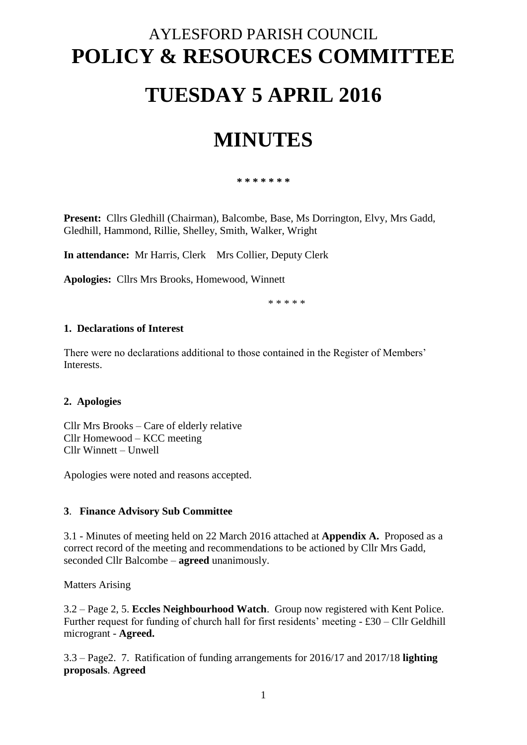# AYLESFORD PARISH COUNCIL
# POLICY & RESOURCES COMMITTEE

# TUESDAY 5 APRIL 2016

# MINUTES

\* \* \* \* \* \* \*

**Present:** Cllrs Gledhill (Chairman), Balcombe, Base, Ms Dorrington, Elvy, Mrs Gadd, Gledhill, Hammond, Rillie, Shelley, Smith, Walker, Wright

**In attendance:** Mr Harris, Clerk  Mrs Collier, Deputy Clerk

**Apologies:** Cllrs Mrs Brooks, Homewood, Winnett

\* \* \* \* \*

### 1. Declarations of Interest

There were no declarations additional to those contained in the Register of Members' Interests.

### 2. Apologies

Cllr Mrs Brooks – Care of elderly relative
Cllr Homewood – KCC meeting
Cllr Winnett – Unwell

Apologies were noted and reasons accepted.

### 3. Finance Advisory Sub Committee

3.1 - Minutes of meeting held on 22 March 2016 attached at **Appendix A.** Proposed as a correct record of the meeting and recommendations to be actioned by Cllr Mrs Gadd, seconded Cllr Balcombe – **agreed** unanimously.

Matters Arising

3.2 – Page 2, 5. **Eccles Neighbourhood Watch**. Group now registered with Kent Police. Further request for funding of church hall for first residents' meeting - £30 – Cllr Geldhill microgrant - **Agreed.**

3.3 – Page2. 7. Ratification of funding arrangements for 2016/17 and 2017/18 **lighting proposals**. **Agreed**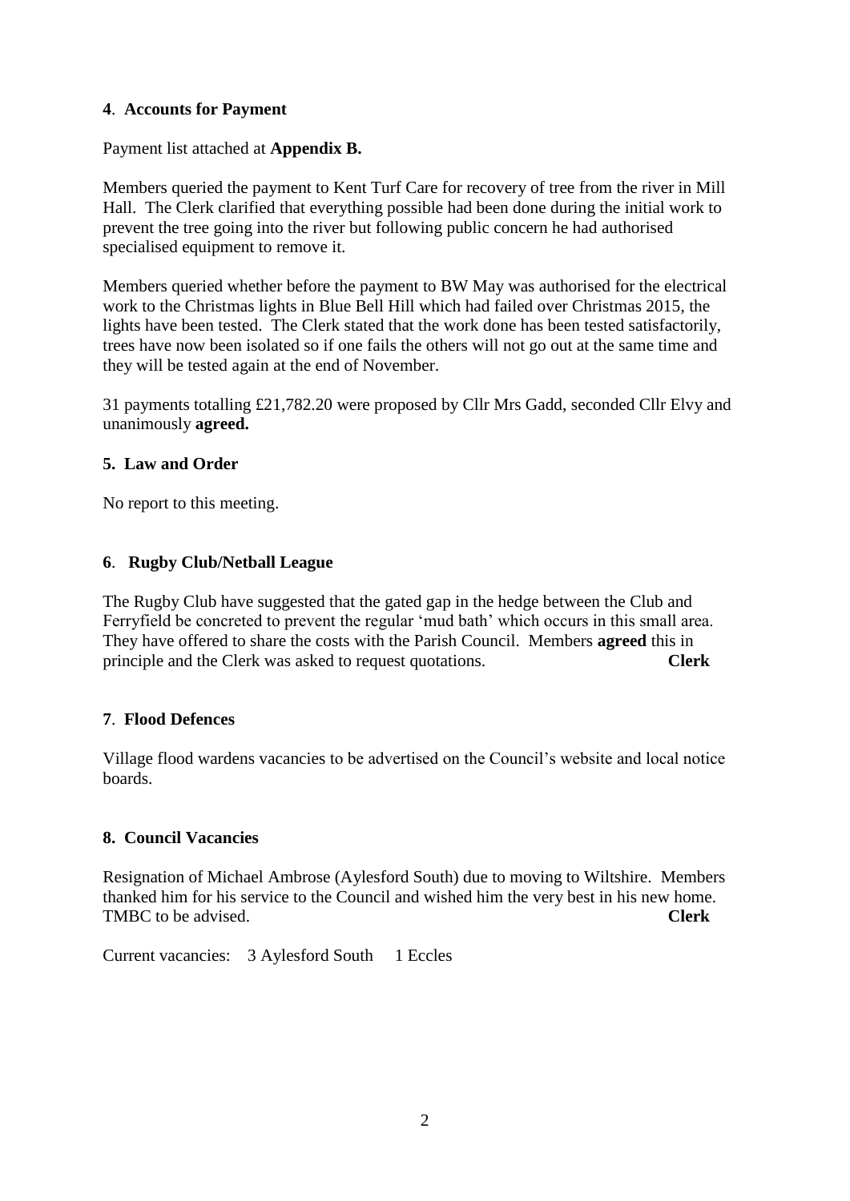## 4. Accounts for Payment

Payment list attached at **Appendix B.**

Members queried the payment to Kent Turf Care for recovery of tree from the river in Mill Hall. The Clerk clarified that everything possible had been done during the initial work to prevent the tree going into the river but following public concern he had authorised specialised equipment to remove it.

Members queried whether before the payment to BW May was authorised for the electrical work to the Christmas lights in Blue Bell Hill which had failed over Christmas 2015, the lights have been tested. The Clerk stated that the work done has been tested satisfactorily, trees have now been isolated so if one fails the others will not go out at the same time and they will be tested again at the end of November.

31 payments totalling £21,782.20 were proposed by Cllr Mrs Gadd, seconded Cllr Elvy and unanimously **agreed.**

## 5. Law and Order

No report to this meeting.

## 6. Rugby Club/Netball League

The Rugby Club have suggested that the gated gap in the hedge between the Club and Ferryfield be concreted to prevent the regular 'mud bath' which occurs in this small area. They have offered to share the costs with the Parish Council. Members **agreed** this in principle and the Clerk was asked to request quotations. **Clerk**

## 7. Flood Defences

Village flood wardens vacancies to be advertised on the Council's website and local notice boards.

## 8. Council Vacancies

Resignation of Michael Ambrose (Aylesford South) due to moving to Wiltshire. Members thanked him for his service to the Council and wished him the very best in his new home. TMBC to be advised. **Clerk**

Current vacancies: 3 Aylesford South 1 Eccles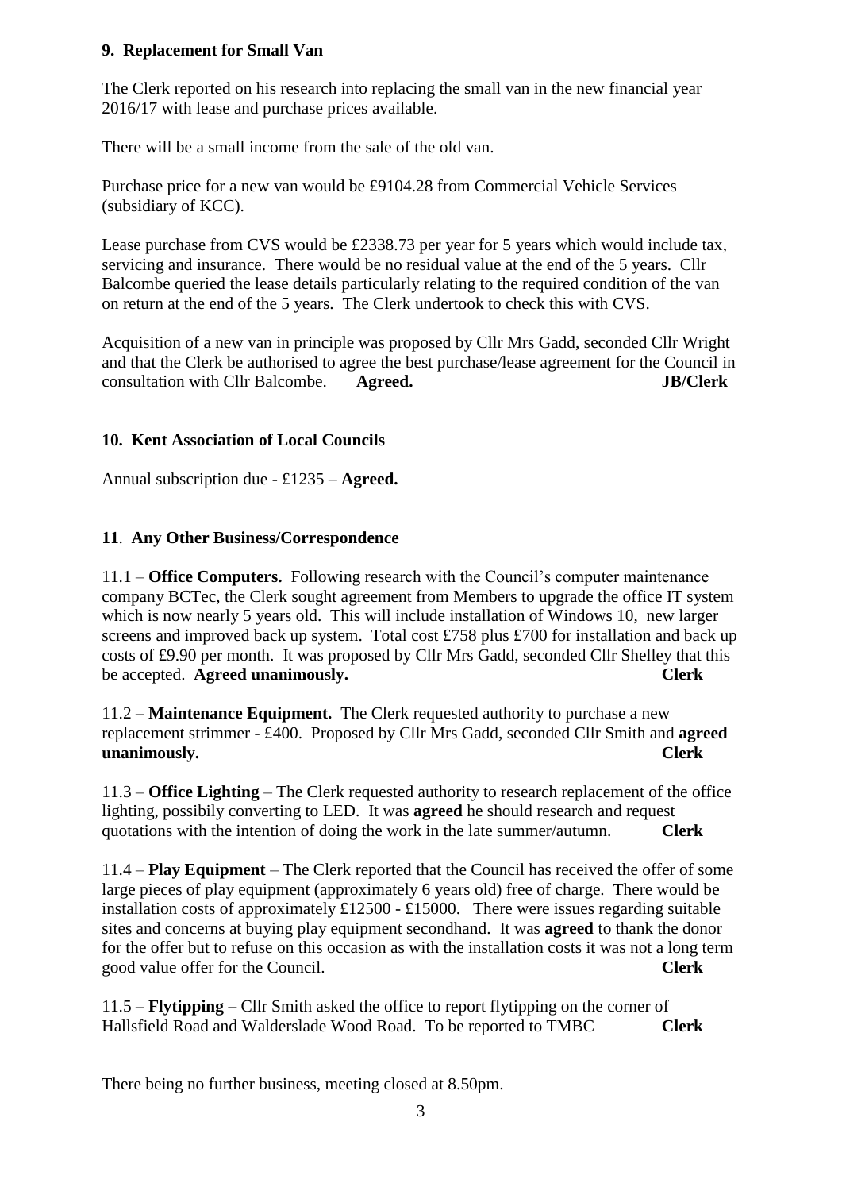### 9. Replacement for Small Van

The Clerk reported on his research into replacing the small van in the new financial year 2016/17 with lease and purchase prices available.

There will be a small income from the sale of the old van.

Purchase price for a new van would be £9104.28 from Commercial Vehicle Services (subsidiary of KCC).

Lease purchase from CVS would be £2338.73 per year for 5 years which would include tax, servicing and insurance. There would be no residual value at the end of the 5 years. Cllr Balcombe queried the lease details particularly relating to the required condition of the van on return at the end of the 5 years. The Clerk undertook to check this with CVS.

Acquisition of a new van in principle was proposed by Cllr Mrs Gadd, seconded Cllr Wright and that the Clerk be authorised to agree the best purchase/lease agreement for the Council in consultation with Cllr Balcombe. **Agreed.** **JB/Clerk**

### 10. Kent Association of Local Councils

Annual subscription due - £1235 – **Agreed.**

### 11. Any Other Business/Correspondence

11.1 – **Office Computers.** Following research with the Council's computer maintenance company BCTec, the Clerk sought agreement from Members to upgrade the office IT system which is now nearly 5 years old. This will include installation of Windows 10, new larger screens and improved back up system. Total cost £758 plus £700 for installation and back up costs of £9.90 per month. It was proposed by Cllr Mrs Gadd, seconded Cllr Shelley that this be accepted. **Agreed unanimously.** **Clerk**

11.2 – **Maintenance Equipment.** The Clerk requested authority to purchase a new replacement strimmer - £400. Proposed by Cllr Mrs Gadd, seconded Cllr Smith and **agreed unanimously.** **Clerk**

11.3 – **Office Lighting** – The Clerk requested authority to research replacement of the office lighting, possibily converting to LED. It was **agreed** he should research and request quotations with the intention of doing the work in the late summer/autumn. **Clerk**

11.4 – **Play Equipment** – The Clerk reported that the Council has received the offer of some large pieces of play equipment (approximately 6 years old) free of charge. There would be installation costs of approximately £12500 - £15000. There were issues regarding suitable sites and concerns at buying play equipment secondhand. It was **agreed** to thank the donor for the offer but to refuse on this occasion as with the installation costs it was not a long term good value offer for the Council. **Clerk**

11.5 – **Flytipping –** Cllr Smith asked the office to report flytipping on the corner of Hallsfield Road and Walderslade Wood Road. To be reported to TMBC **Clerk**

There being no further business, meeting closed at 8.50pm.